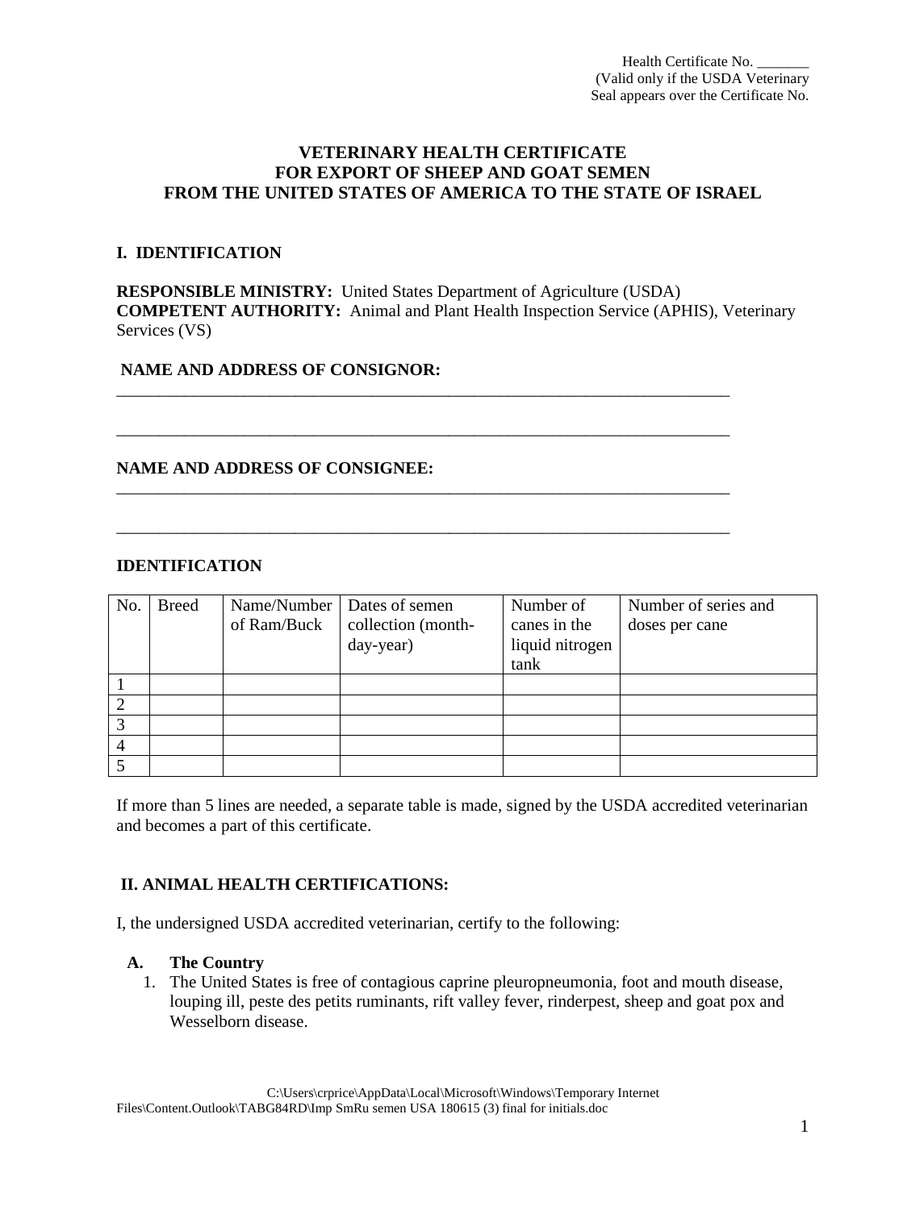Health Certificate No. _______
(Valid only if the USDA Veterinary Seal appears over the Certificate No.

# VETERINARY HEALTH CERTIFICATE FOR EXPORT OF SHEEP AND GOAT SEMEN FROM THE UNITED STATES OF AMERICA TO THE STATE OF ISRAEL

## I. IDENTIFICATION

**RESPONSIBLE MINISTRY:** United States Department of Agriculture (USDA)
**COMPETENT AUTHORITY:** Animal and Plant Health Inspection Service (APHIS), Veterinary Services (VS)

**NAME AND ADDRESS OF CONSIGNOR:**

_____________________________________________________________________________

_____________________________________________________________________________

**NAME AND ADDRESS OF CONSIGNEE:**

_____________________________________________________________________________

_____________________________________________________________________________

**IDENTIFICATION**

| No. | Breed | Name/Number of Ram/Buck | Dates of semen collection (month-day-year) | Number of canes in the liquid nitrogen tank | Number of series and doses per cane |
|---|---|---|---|---|---|
| 1 | | | | | |
| 2 | | | | | |
| 3 | | | | | |
| 4 | | | | | |
| 5 | | | | | |

If more than 5 lines are needed, a separate table is made, signed by the USDA accredited veterinarian and becomes a part of this certificate.

## II. ANIMAL HEALTH CERTIFICATIONS:

I, the undersigned USDA accredited veterinarian, certify to the following:

**A. The Country**

1. The United States is free of contagious caprine pleuropneumonia, foot and mouth disease, louping ill, peste des petits ruminants, rift valley fever, rinderpest, sheep and goat pox and Wesselborn disease.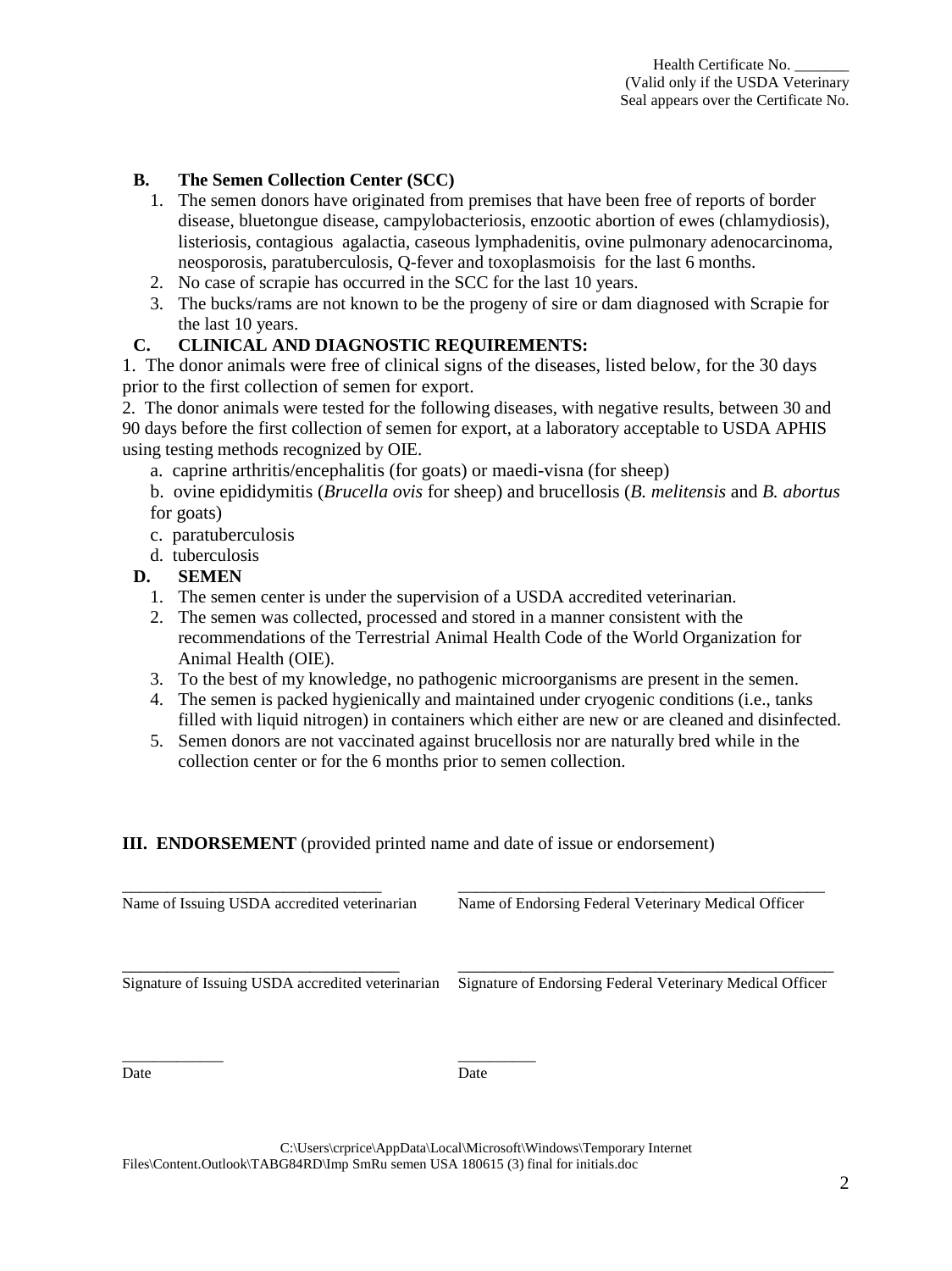Health Certificate No. _______
(Valid only if the USDA Veterinary Seal appears over the Certificate No.

**B. The Semen Collection Center (SCC)**

1. The semen donors have originated from premises that have been free of reports of border disease, bluetongue disease, campylobacteriosis, enzootic abortion of ewes (chlamydiosis), listeriosis, contagious agalactia, caseous lymphadenitis, ovine pulmonary adenocarcinoma, neosporosis, paratuberculosis, Q-fever and toxoplasmoisis for the last 6 months.
2. No case of scrapie has occurred in the SCC for the last 10 years.
3. The bucks/rams are not known to be the progeny of sire or dam diagnosed with Scrapie for the last 10 years.

**C. CLINICAL AND DIAGNOSTIC REQUIREMENTS:**

1. The donor animals were free of clinical signs of the diseases, listed below, for the 30 days prior to the first collection of semen for export.
2. The donor animals were tested for the following diseases, with negative results, between 30 and 90 days before the first collection of semen for export, at a laboratory acceptable to USDA APHIS using testing methods recognized by OIE.
   a. caprine arthritis/encephalitis (for goats) or maedi-visna (for sheep)
   b. ovine epididymitis (*Brucella ovis* for sheep) and brucellosis (*B. melitensis* and *B. abortus* for goats)
   c. paratuberculosis
   d. tuberculosis

**D. SEMEN**

1. The semen center is under the supervision of a USDA accredited veterinarian.
2. The semen was collected, processed and stored in a manner consistent with the recommendations of the Terrestrial Animal Health Code of the World Organization for Animal Health (OIE).
3. To the best of my knowledge, no pathogenic microorganisms are present in the semen.
4. The semen is packed hygienically and maintained under cryogenic conditions (i.e., tanks filled with liquid nitrogen) in containers which either are new or are cleaned and disinfected.
5. Semen donors are not vaccinated against brucellosis nor are naturally bred while in the collection center or for the 6 months prior to semen collection.

**III. ENDORSEMENT** (provided printed name and date of issue or endorsement)

| | |
|---|---|
| _______________________________ | _______________________________ |
| Name of Issuing USDA accredited veterinarian | Name of Endorsing Federal Veterinary Medical Officer |
| _______________________________ | _______________________________ |
| Signature of Issuing USDA accredited veterinarian | Signature of Endorsing Federal Veterinary Medical Officer |
| _____________ | __________ |
| Date | Date |

C:\Users\crprice\AppData\Local\Microsoft\Windows\Temporary Internet Files\Content.Outlook\TABG84RD\Imp SmRu semen USA 180615 (3) final for initials.doc